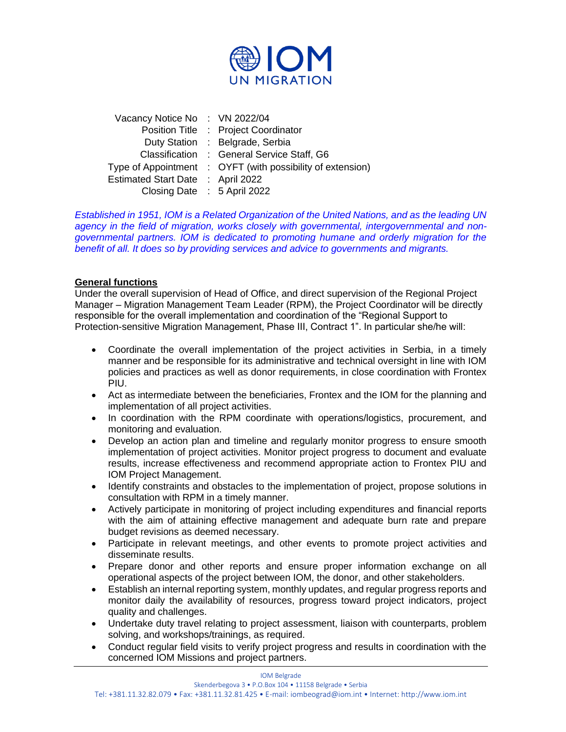| | | |
|---|---|---|
| Vacancy Notice No | : | VN 2022/04 |
| Position Title | : | Project Coordinator |
| Duty Station | : | Belgrade, Serbia |
| Classification | : | General Service Staff, G6 |
| Type of Appointment | : | OYFT (with possibility of extension) |
| Estimated Start Date | : | April 2022 |
| Closing Date | : | 5 April 2022 |

*Established in 1951, IOM is a Related Organization of the United Nations, and as the leading UN agency in the field of migration, works closely with governmental, intergovernmental and non-governmental partners. IOM is dedicated to promoting humane and orderly migration for the benefit of all. It does so by providing services and advice to governments and migrants.*

## General functions

Under the overall supervision of Head of Office, and direct supervision of the Regional Project Manager – Migration Management Team Leader (RPM), the Project Coordinator will be directly responsible for the overall implementation and coordination of the "Regional Support to Protection-sensitive Migration Management, Phase III, Contract 1". In particular she/he will:

- Coordinate the overall implementation of the project activities in Serbia, in a timely manner and be responsible for its administrative and technical oversight in line with IOM policies and practices as well as donor requirements, in close coordination with Frontex PIU.
- Act as intermediate between the beneficiaries, Frontex and the IOM for the planning and implementation of all project activities.
- In coordination with the RPM coordinate with operations/logistics, procurement, and monitoring and evaluation.
- Develop an action plan and timeline and regularly monitor progress to ensure smooth implementation of project activities. Monitor project progress to document and evaluate results, increase effectiveness and recommend appropriate action to Frontex PIU and IOM Project Management.
- Identify constraints and obstacles to the implementation of project, propose solutions in consultation with RPM in a timely manner.
- Actively participate in monitoring of project including expenditures and financial reports with the aim of attaining effective management and adequate burn rate and prepare budget revisions as deemed necessary.
- Participate in relevant meetings, and other events to promote project activities and disseminate results.
- Prepare donor and other reports and ensure proper information exchange on all operational aspects of the project between IOM, the donor, and other stakeholders.
- Establish an internal reporting system, monthly updates, and regular progress reports and monitor daily the availability of resources, progress toward project indicators, project quality and challenges.
- Undertake duty travel relating to project assessment, liaison with counterparts, problem solving, and workshops/trainings, as required.
- Conduct regular field visits to verify project progress and results in coordination with the concerned IOM Missions and project partners.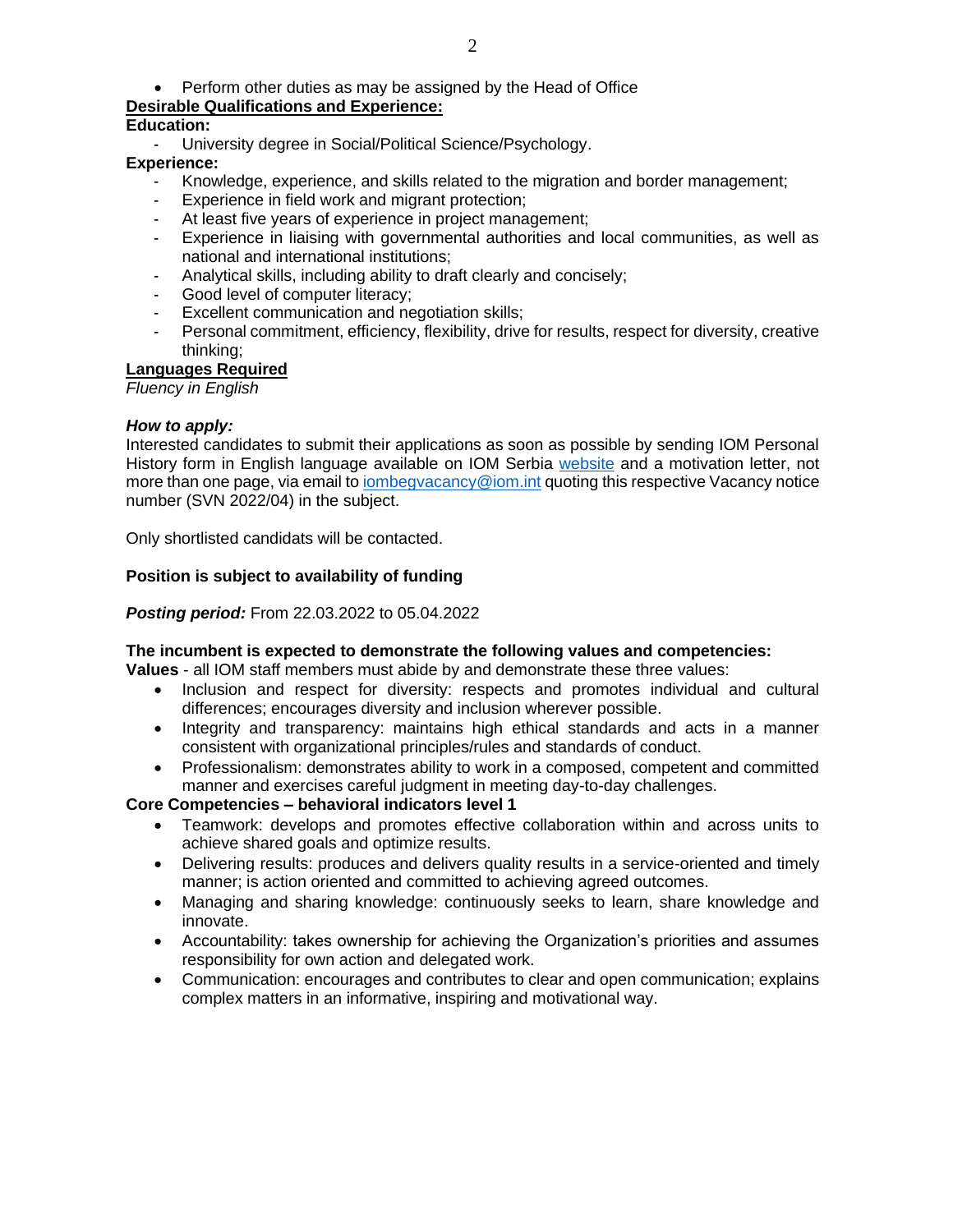- Perform other duties as may be assigned by the Head of Office

**Desirable Qualifications and Experience:**

**Education:**

- University degree in Social/Political Science/Psychology.

**Experience:**

- Knowledge, experience, and skills related to the migration and border management;
- Experience in field work and migrant protection;
- At least five years of experience in project management;
- Experience in liaising with governmental authorities and local communities, as well as national and international institutions;
- Analytical skills, including ability to draft clearly and concisely;
- Good level of computer literacy;
- Excellent communication and negotiation skills;
- Personal commitment, efficiency, flexibility, drive for results, respect for diversity, creative thinking;

**Languages Required**

*Fluency in English*

***How to apply:***

Interested candidates to submit their applications as soon as possible by sending IOM Personal History form in English language available on IOM Serbia website and a motivation letter, not more than one page, via email to iombegvacancy@iom.int quoting this respective Vacancy notice number (SVN 2022/04) in the subject.

Only shortlisted candidats will be contacted.

**Position is subject to availability of funding**

***Posting period:*** From 22.03.2022 to 05.04.2022

**The incumbent is expected to demonstrate the following values and competencies:**

**Values** - all IOM staff members must abide by and demonstrate these three values:

- Inclusion and respect for diversity: respects and promotes individual and cultural differences; encourages diversity and inclusion wherever possible.
- Integrity and transparency: maintains high ethical standards and acts in a manner consistent with organizational principles/rules and standards of conduct.
- Professionalism: demonstrates ability to work in a composed, competent and committed manner and exercises careful judgment in meeting day-to-day challenges.

**Core Competencies – behavioral indicators level 1**

- Teamwork: develops and promotes effective collaboration within and across units to achieve shared goals and optimize results.
- Delivering results: produces and delivers quality results in a service-oriented and timely manner; is action oriented and committed to achieving agreed outcomes.
- Managing and sharing knowledge: continuously seeks to learn, share knowledge and innovate.
- Accountability: takes ownership for achieving the Organization's priorities and assumes responsibility for own action and delegated work.
- Communication: encourages and contributes to clear and open communication; explains complex matters in an informative, inspiring and motivational way.